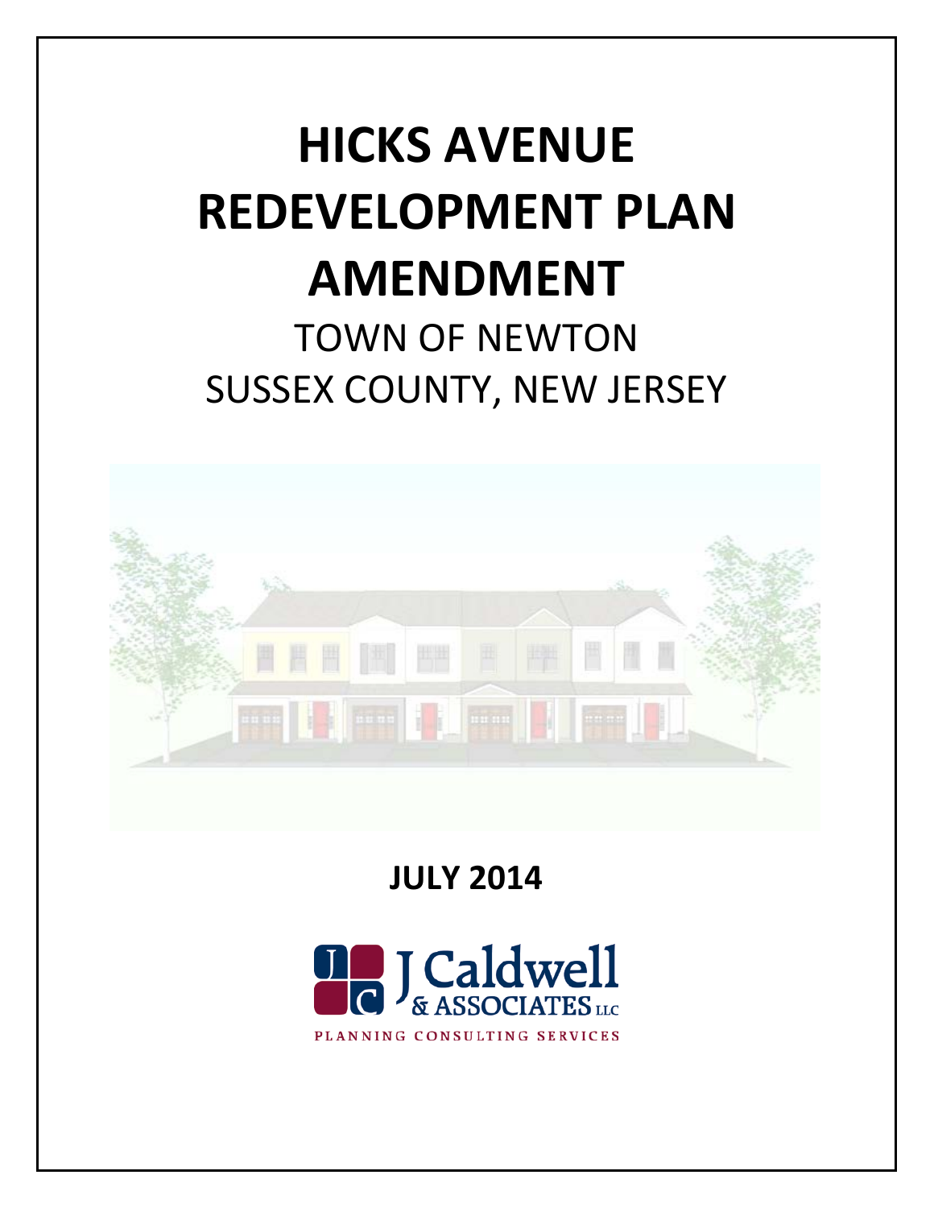# HICKS AVENUE REDEVELOPMENT PLAN AMENDMENT

## TOWN OF NEWTON
## SUSSEX COUNTY, NEW JERSEY

**JULY 2014**

J Caldwell & ASSOCIATES LLC

PLANNING CONSULTING SERVICES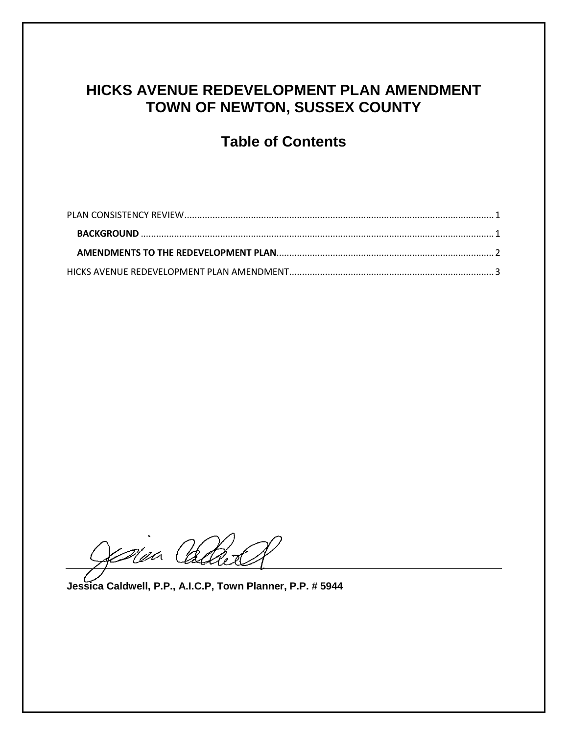# HICKS AVENUE REDEVELOPMENT PLAN AMENDMENT
# TOWN OF NEWTON, SUSSEX COUNTY

## Table of Contents

PLAN CONSISTENCY REVIEW........................................................................................................................ 1

**BACKGROUND** ....................................................................................................................................... 1

**AMENDMENTS TO THE REDEVELOPMENT PLAN**.................................................................................... 2

HICKS AVENUE REDEVELOPMENT PLAN AMENDMENT.............................................................................. 3

**Jessica Caldwell, P.P., A.I.C.P, Town Planner, P.P. # 5944**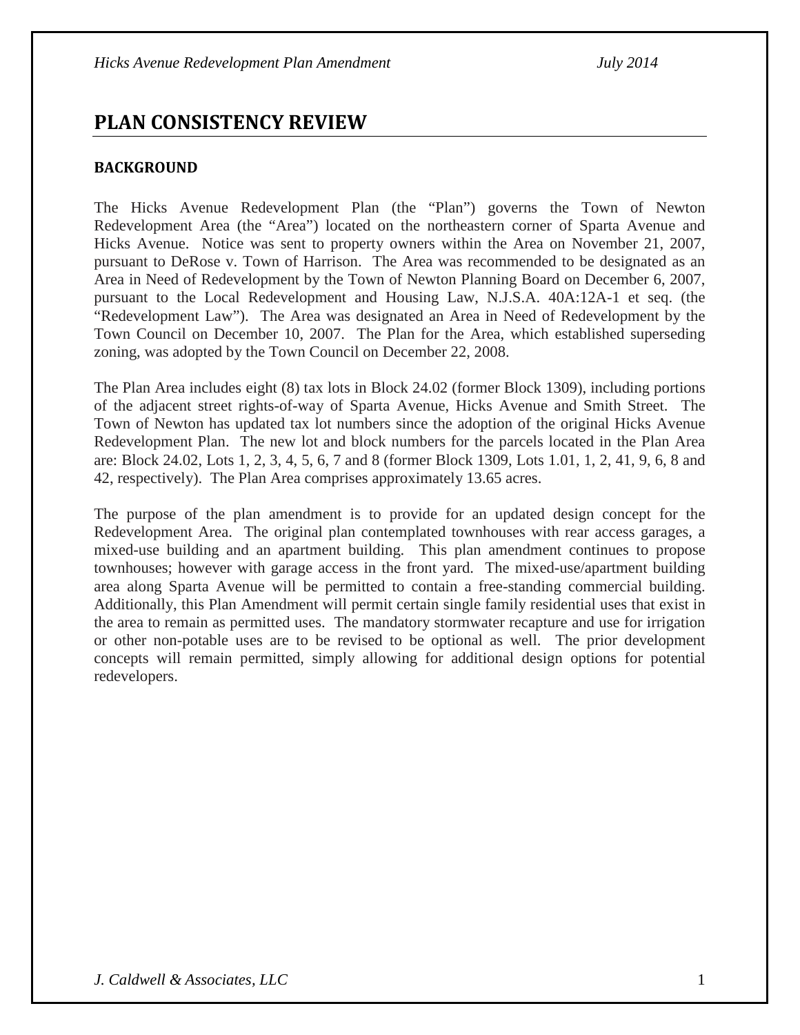## PLAN CONSISTENCY REVIEW

### BACKGROUND

The Hicks Avenue Redevelopment Plan (the "Plan") governs the Town of Newton Redevelopment Area (the "Area") located on the northeastern corner of Sparta Avenue and Hicks Avenue. Notice was sent to property owners within the Area on November 21, 2007, pursuant to DeRose v. Town of Harrison. The Area was recommended to be designated as an Area in Need of Redevelopment by the Town of Newton Planning Board on December 6, 2007, pursuant to the Local Redevelopment and Housing Law, N.J.S.A. 40A:12A-1 et seq. (the "Redevelopment Law"). The Area was designated an Area in Need of Redevelopment by the Town Council on December 10, 2007. The Plan for the Area, which established superseding zoning, was adopted by the Town Council on December 22, 2008.

The Plan Area includes eight (8) tax lots in Block 24.02 (former Block 1309), including portions of the adjacent street rights-of-way of Sparta Avenue, Hicks Avenue and Smith Street. The Town of Newton has updated tax lot numbers since the adoption of the original Hicks Avenue Redevelopment Plan. The new lot and block numbers for the parcels located in the Plan Area are: Block 24.02, Lots 1, 2, 3, 4, 5, 6, 7 and 8 (former Block 1309, Lots 1.01, 1, 2, 41, 9, 6, 8 and 42, respectively). The Plan Area comprises approximately 13.65 acres.

The purpose of the plan amendment is to provide for an updated design concept for the Redevelopment Area. The original plan contemplated townhouses with rear access garages, a mixed-use building and an apartment building. This plan amendment continues to propose townhouses; however with garage access in the front yard. The mixed-use/apartment building area along Sparta Avenue will be permitted to contain a free-standing commercial building. Additionally, this Plan Amendment will permit certain single family residential uses that exist in the area to remain as permitted uses. The mandatory stormwater recapture and use for irrigation or other non-potable uses are to be revised to be optional as well. The prior development concepts will remain permitted, simply allowing for additional design options for potential redevelopers.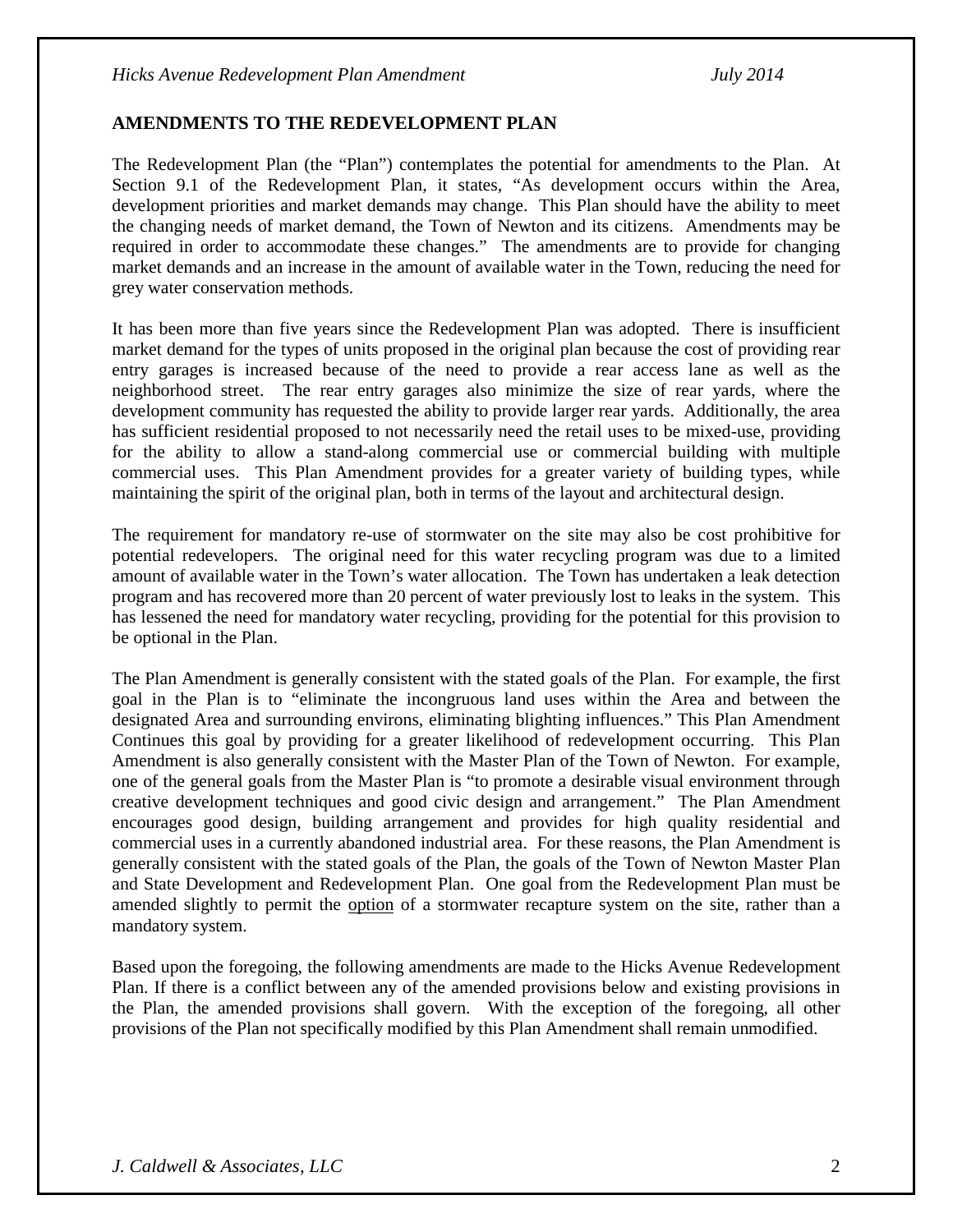## AMENDMENTS TO THE REDEVELOPMENT PLAN

The Redevelopment Plan (the "Plan") contemplates the potential for amendments to the Plan. At Section 9.1 of the Redevelopment Plan, it states, "As development occurs within the Area, development priorities and market demands may change. This Plan should have the ability to meet the changing needs of market demand, the Town of Newton and its citizens. Amendments may be required in order to accommodate these changes." The amendments are to provide for changing market demands and an increase in the amount of available water in the Town, reducing the need for grey water conservation methods.

It has been more than five years since the Redevelopment Plan was adopted. There is insufficient market demand for the types of units proposed in the original plan because the cost of providing rear entry garages is increased because of the need to provide a rear access lane as well as the neighborhood street. The rear entry garages also minimize the size of rear yards, where the development community has requested the ability to provide larger rear yards. Additionally, the area has sufficient residential proposed to not necessarily need the retail uses to be mixed-use, providing for the ability to allow a stand-along commercial use or commercial building with multiple commercial uses. This Plan Amendment provides for a greater variety of building types, while maintaining the spirit of the original plan, both in terms of the layout and architectural design.

The requirement for mandatory re-use of stormwater on the site may also be cost prohibitive for potential redevelopers. The original need for this water recycling program was due to a limited amount of available water in the Town's water allocation. The Town has undertaken a leak detection program and has recovered more than 20 percent of water previously lost to leaks in the system. This has lessened the need for mandatory water recycling, providing for the potential for this provision to be optional in the Plan.

The Plan Amendment is generally consistent with the stated goals of the Plan. For example, the first goal in the Plan is to "eliminate the incongruous land uses within the Area and between the designated Area and surrounding environs, eliminating blighting influences." This Plan Amendment Continues this goal by providing for a greater likelihood of redevelopment occurring. This Plan Amendment is also generally consistent with the Master Plan of the Town of Newton. For example, one of the general goals from the Master Plan is "to promote a desirable visual environment through creative development techniques and good civic design and arrangement." The Plan Amendment encourages good design, building arrangement and provides for high quality residential and commercial uses in a currently abandoned industrial area. For these reasons, the Plan Amendment is generally consistent with the stated goals of the Plan, the goals of the Town of Newton Master Plan and State Development and Redevelopment Plan. One goal from the Redevelopment Plan must be amended slightly to permit the <u>option</u> of a stormwater recapture system on the site, rather than a mandatory system.

Based upon the foregoing, the following amendments are made to the Hicks Avenue Redevelopment Plan. If there is a conflict between any of the amended provisions below and existing provisions in the Plan, the amended provisions shall govern. With the exception of the foregoing, all other provisions of the Plan not specifically modified by this Plan Amendment shall remain unmodified.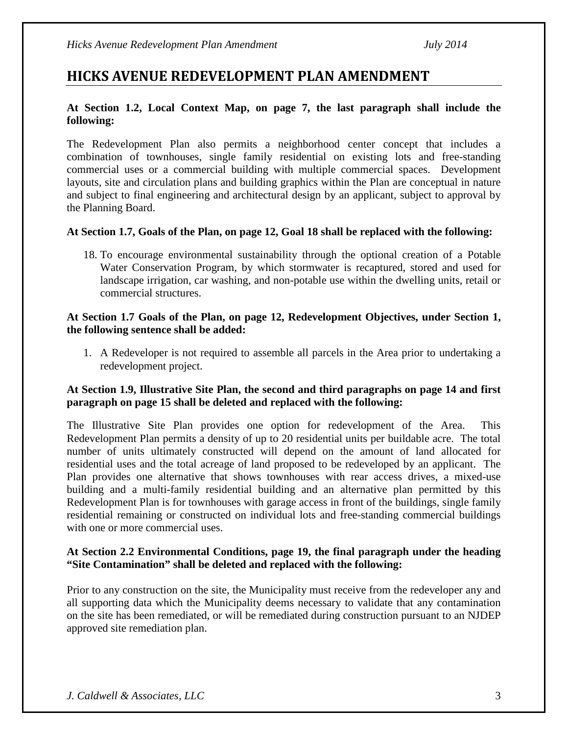# HICKS AVENUE REDEVELOPMENT PLAN AMENDMENT

**At Section 1.2, Local Context Map, on page 7, the last paragraph shall include the following:**

The Redevelopment Plan also permits a neighborhood center concept that includes a combination of townhouses, single family residential on existing lots and free-standing commercial uses or a commercial building with multiple commercial spaces. Development layouts, site and circulation plans and building graphics within the Plan are conceptual in nature and subject to final engineering and architectural design by an applicant, subject to approval by the Planning Board.

**At Section 1.7, Goals of the Plan, on page 12, Goal 18 shall be replaced with the following:**

18. To encourage environmental sustainability through the optional creation of a Potable Water Conservation Program, by which stormwater is recaptured, stored and used for landscape irrigation, car washing, and non-potable use within the dwelling units, retail or commercial structures.

**At Section 1.7 Goals of the Plan, on page 12, Redevelopment Objectives, under Section 1, the following sentence shall be added:**

1. A Redeveloper is not required to assemble all parcels in the Area prior to undertaking a redevelopment project.

**At Section 1.9, Illustrative Site Plan, the second and third paragraphs on page 14 and first paragraph on page 15 shall be deleted and replaced with the following:**

The Illustrative Site Plan provides one option for redevelopment of the Area. This Redevelopment Plan permits a density of up to 20 residential units per buildable acre. The total number of units ultimately constructed will depend on the amount of land allocated for residential uses and the total acreage of land proposed to be redeveloped by an applicant. The Plan provides one alternative that shows townhouses with rear access drives, a mixed-use building and a multi-family residential building and an alternative plan permitted by this Redevelopment Plan is for townhouses with garage access in front of the buildings, single family residential remaining or constructed on individual lots and free-standing commercial buildings with one or more commercial uses.

**At Section 2.2 Environmental Conditions, page 19, the final paragraph under the heading "Site Contamination" shall be deleted and replaced with the following:**

Prior to any construction on the site, the Municipality must receive from the redeveloper any and all supporting data which the Municipality deems necessary to validate that any contamination on the site has been remediated, or will be remediated during construction pursuant to an NJDEP approved site remediation plan.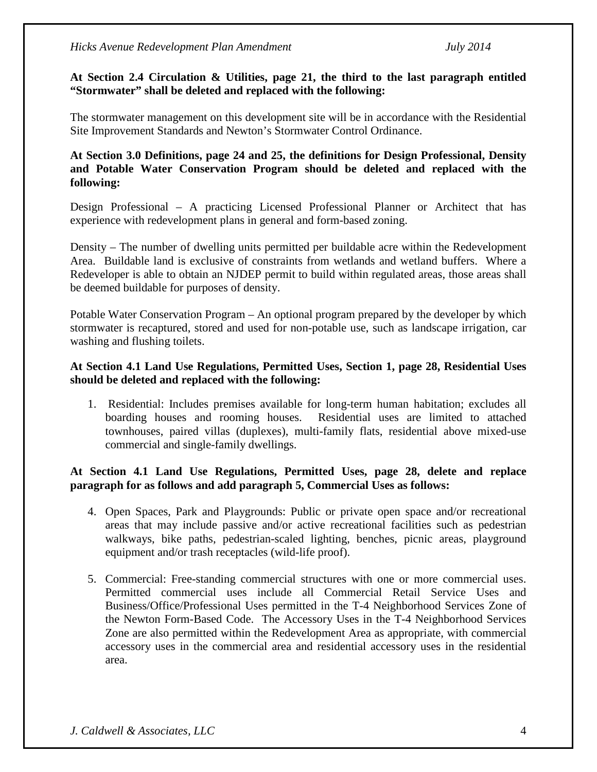**At Section 2.4 Circulation & Utilities, page 21, the third to the last paragraph entitled "Stormwater" shall be deleted and replaced with the following:**

The stormwater management on this development site will be in accordance with the Residential Site Improvement Standards and Newton's Stormwater Control Ordinance.

**At Section 3.0 Definitions, page 24 and 25, the definitions for Design Professional, Density and Potable Water Conservation Program should be deleted and replaced with the following:**

Design Professional – A practicing Licensed Professional Planner or Architect that has experience with redevelopment plans in general and form-based zoning.

Density – The number of dwelling units permitted per buildable acre within the Redevelopment Area. Buildable land is exclusive of constraints from wetlands and wetland buffers. Where a Redeveloper is able to obtain an NJDEP permit to build within regulated areas, those areas shall be deemed buildable for purposes of density.

Potable Water Conservation Program – An optional program prepared by the developer by which stormwater is recaptured, stored and used for non-potable use, such as landscape irrigation, car washing and flushing toilets.

**At Section 4.1 Land Use Regulations, Permitted Uses, Section 1, page 28, Residential Uses should be deleted and replaced with the following:**

1. Residential: Includes premises available for long-term human habitation; excludes all boarding houses and rooming houses. Residential uses are limited to attached townhouses, paired villas (duplexes), multi-family flats, residential above mixed-use commercial and single-family dwellings.

**At Section 4.1 Land Use Regulations, Permitted Uses, page 28, delete and replace paragraph for as follows and add paragraph 5, Commercial Uses as follows:**

4. Open Spaces, Park and Playgrounds: Public or private open space and/or recreational areas that may include passive and/or active recreational facilities such as pedestrian walkways, bike paths, pedestrian-scaled lighting, benches, picnic areas, playground equipment and/or trash receptacles (wild-life proof).

5. Commercial: Free-standing commercial structures with one or more commercial uses. Permitted commercial uses include all Commercial Retail Service Uses and Business/Office/Professional Uses permitted in the T-4 Neighborhood Services Zone of the Newton Form-Based Code. The Accessory Uses in the T-4 Neighborhood Services Zone are also permitted within the Redevelopment Area as appropriate, with commercial accessory uses in the commercial area and residential accessory uses in the residential area.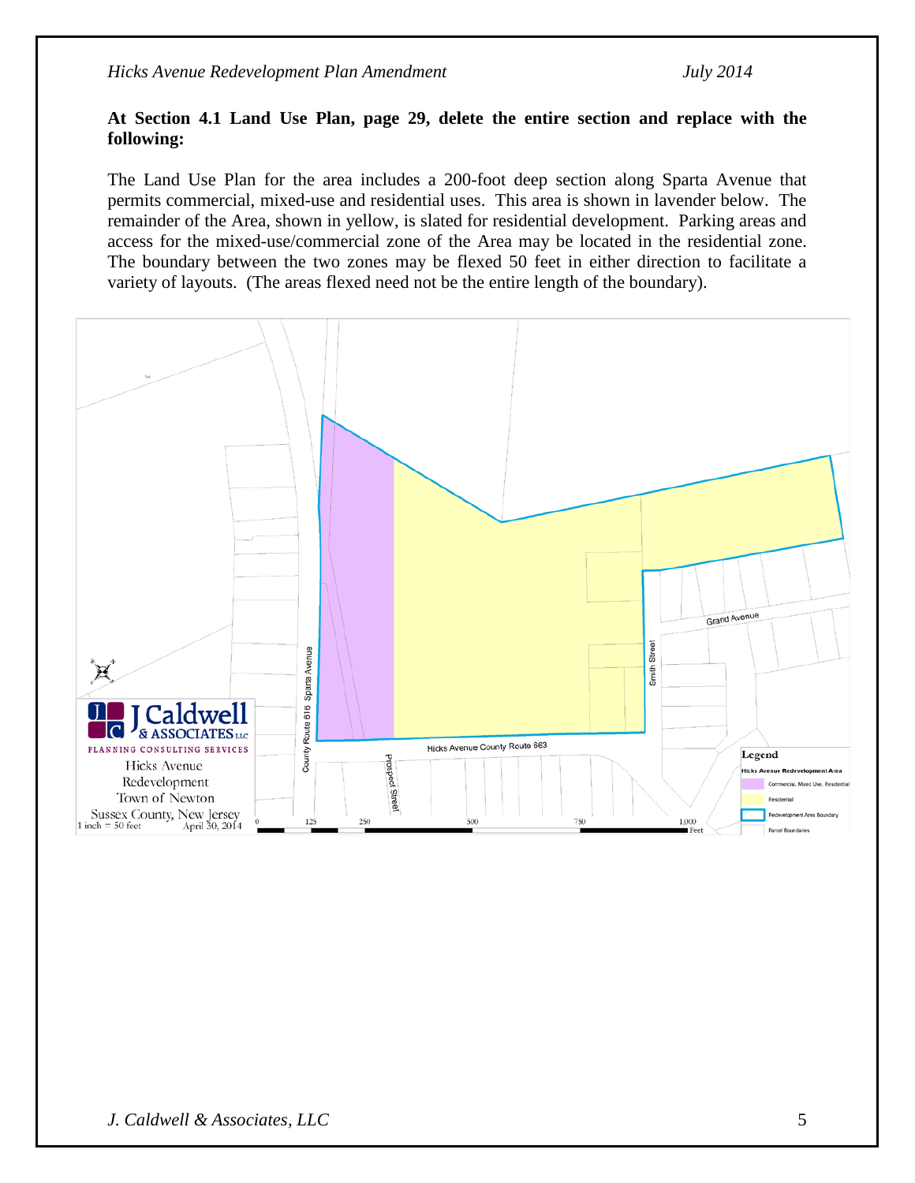**At Section 4.1 Land Use Plan, page 29, delete the entire section and replace with the following:**

The Land Use Plan for the area includes a 200-foot deep section along Sparta Avenue that permits commercial, mixed-use and residential uses. This area is shown in lavender below. The remainder of the Area, shown in yellow, is slated for residential development. Parking areas and access for the mixed-use/commercial zone of the Area may be located in the residential zone. The boundary between the two zones may be flexed 50 feet in either direction to facilitate a variety of layouts. (The areas flexed need not be the entire length of the boundary).

J Caldwell & Associates LLC
PLANNING CONSULTING SERVICES
Hicks Avenue Redevelopment
Town of Newton
Sussex County, New Jersey
1 inch = 50 feet    April 30, 2014

Legend
Hicks Avenue Redevelopment Area
- Commercial, Mixed Use, Residential
- Residential
- Redevelopment Area Boundary
- Parcel Boundaries

County Route 616 Sparta Avenue · Hicks Avenue County Route 663 · Prospect Street · Smith Street · Grand Avenue

0 · 125 · 250 · 500 · 750 · 1,000 Feet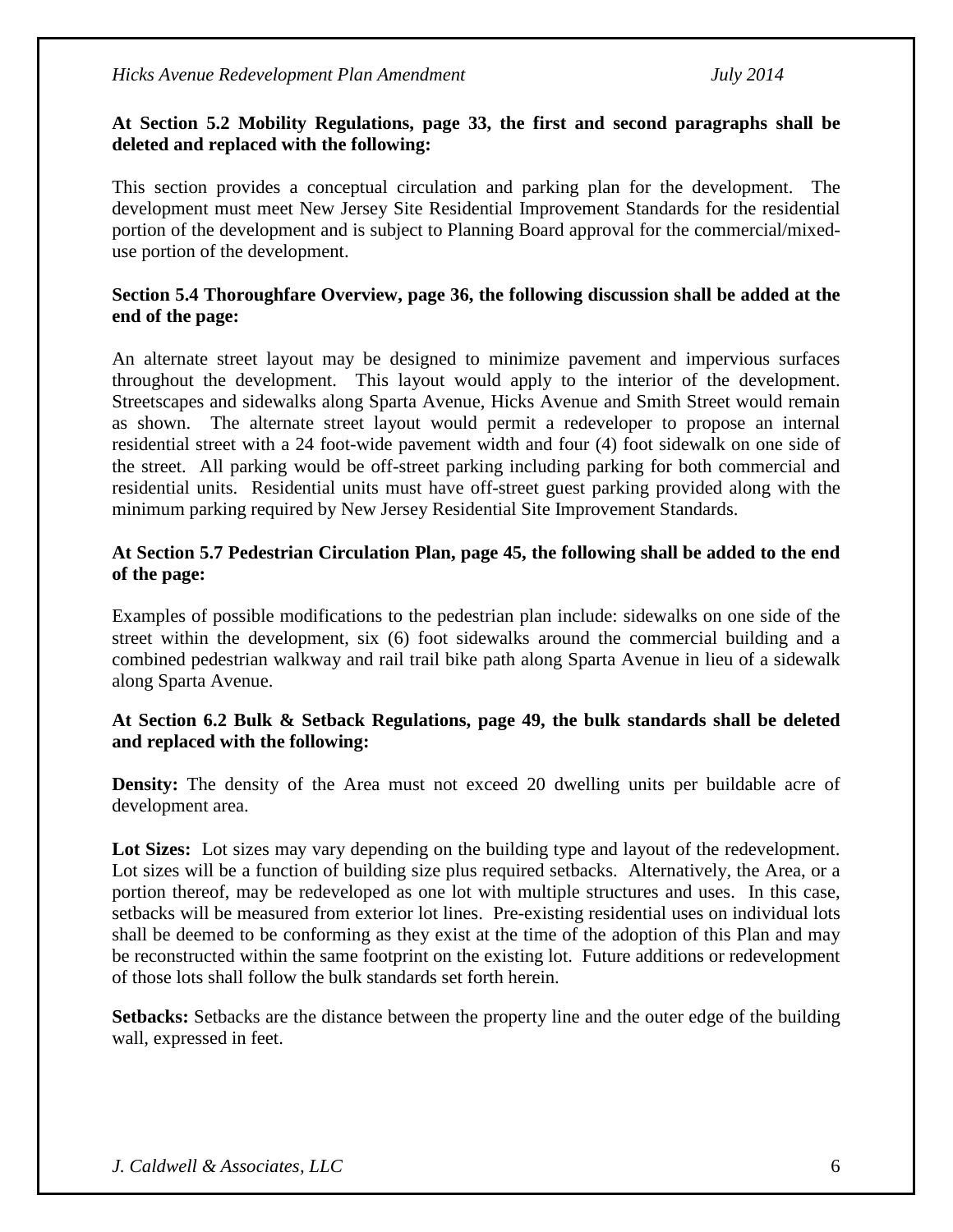**At Section 5.2 Mobility Regulations, page 33, the first and second paragraphs shall be deleted and replaced with the following:**

This section provides a conceptual circulation and parking plan for the development. The development must meet New Jersey Site Residential Improvement Standards for the residential portion of the development and is subject to Planning Board approval for the commercial/mixed-use portion of the development.

**Section 5.4 Thoroughfare Overview, page 36, the following discussion shall be added at the end of the page:**

An alternate street layout may be designed to minimize pavement and impervious surfaces throughout the development. This layout would apply to the interior of the development. Streetscapes and sidewalks along Sparta Avenue, Hicks Avenue and Smith Street would remain as shown. The alternate street layout would permit a redeveloper to propose an internal residential street with a 24 foot-wide pavement width and four (4) foot sidewalk on one side of the street. All parking would be off-street parking including parking for both commercial and residential units. Residential units must have off-street guest parking provided along with the minimum parking required by New Jersey Residential Site Improvement Standards.

**At Section 5.7 Pedestrian Circulation Plan, page 45, the following shall be added to the end of the page:**

Examples of possible modifications to the pedestrian plan include: sidewalks on one side of the street within the development, six (6) foot sidewalks around the commercial building and a combined pedestrian walkway and rail trail bike path along Sparta Avenue in lieu of a sidewalk along Sparta Avenue.

**At Section 6.2 Bulk & Setback Regulations, page 49, the bulk standards shall be deleted and replaced with the following:**

**Density:** The density of the Area must not exceed 20 dwelling units per buildable acre of development area.

**Lot Sizes:** Lot sizes may vary depending on the building type and layout of the redevelopment. Lot sizes will be a function of building size plus required setbacks. Alternatively, the Area, or a portion thereof, may be redeveloped as one lot with multiple structures and uses. In this case, setbacks will be measured from exterior lot lines. Pre-existing residential uses on individual lots shall be deemed to be conforming as they exist at the time of the adoption of this Plan and may be reconstructed within the same footprint on the existing lot. Future additions or redevelopment of those lots shall follow the bulk standards set forth herein.

**Setbacks:** Setbacks are the distance between the property line and the outer edge of the building wall, expressed in feet.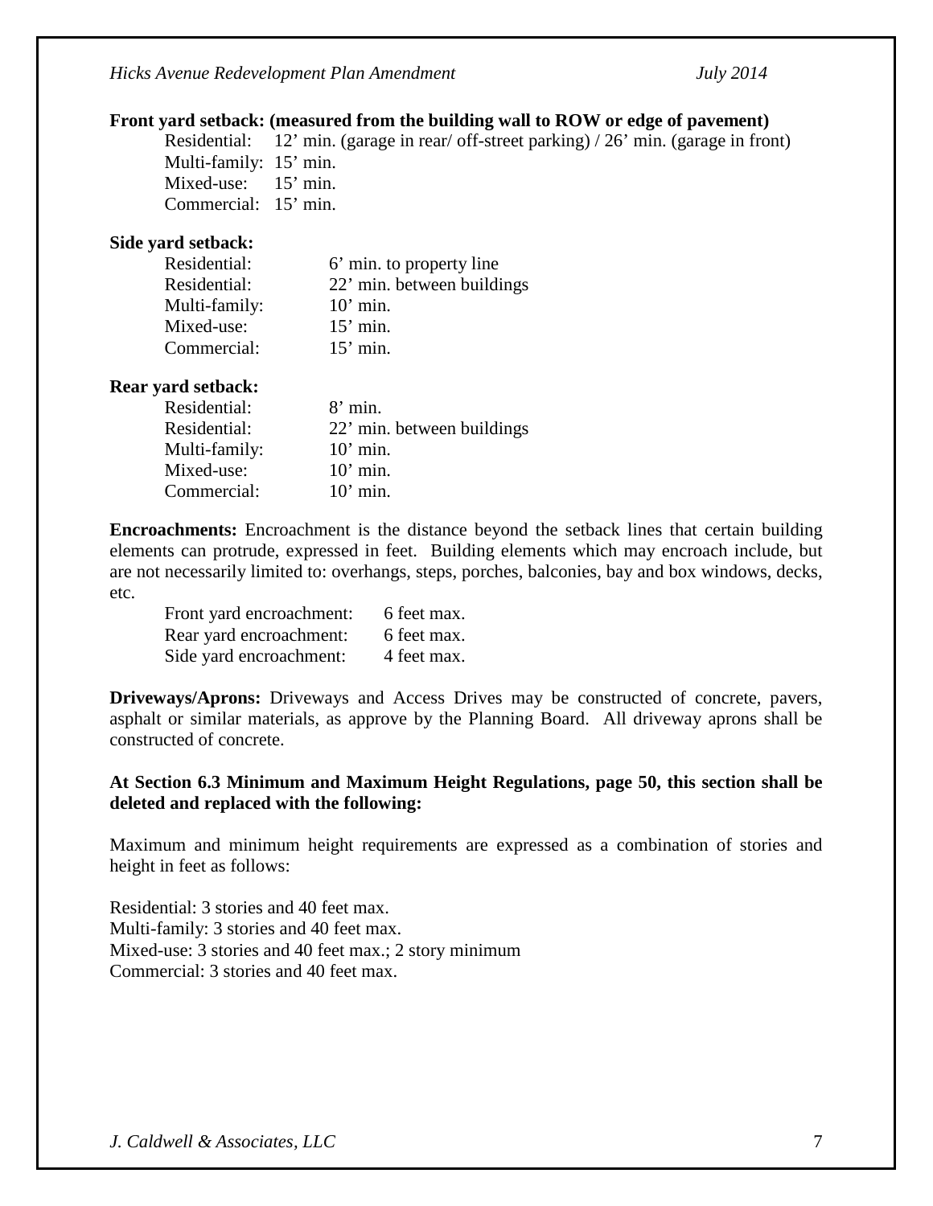**Front yard setback: (measured from the building wall to ROW or edge of pavement)**

Residential: 12' min. (garage in rear/ off-street parking) / 26' min. (garage in front)
Multi-family: 15' min.
Mixed-use: 15' min.
Commercial: 15' min.

**Side yard setback:**

| | |
|---|---|
| Residential: | 6' min. to property line |
| Residential: | 22' min. between buildings |
| Multi-family: | 10' min. |
| Mixed-use: | 15' min. |
| Commercial: | 15' min. |

**Rear yard setback:**

| | |
|---|---|
| Residential: | 8' min. |
| Residential: | 22' min. between buildings |
| Multi-family: | 10' min. |
| Mixed-use: | 10' min. |
| Commercial: | 10' min. |

**Encroachments:** Encroachment is the distance beyond the setback lines that certain building elements can protrude, expressed in feet. Building elements which may encroach include, but are not necessarily limited to: overhangs, steps, porches, balconies, bay and box windows, decks, etc.

| | |
|---|---|
| Front yard encroachment: | 6 feet max. |
| Rear yard encroachment: | 6 feet max. |
| Side yard encroachment: | 4 feet max. |

**Driveways/Aprons:** Driveways and Access Drives may be constructed of concrete, pavers, asphalt or similar materials, as approve by the Planning Board. All driveway aprons shall be constructed of concrete.

**At Section 6.3 Minimum and Maximum Height Regulations, page 50, this section shall be deleted and replaced with the following:**

Maximum and minimum height requirements are expressed as a combination of stories and height in feet as follows:

Residential: 3 stories and 40 feet max.
Multi-family: 3 stories and 40 feet max.
Mixed-use: 3 stories and 40 feet max.; 2 story minimum
Commercial: 3 stories and 40 feet max.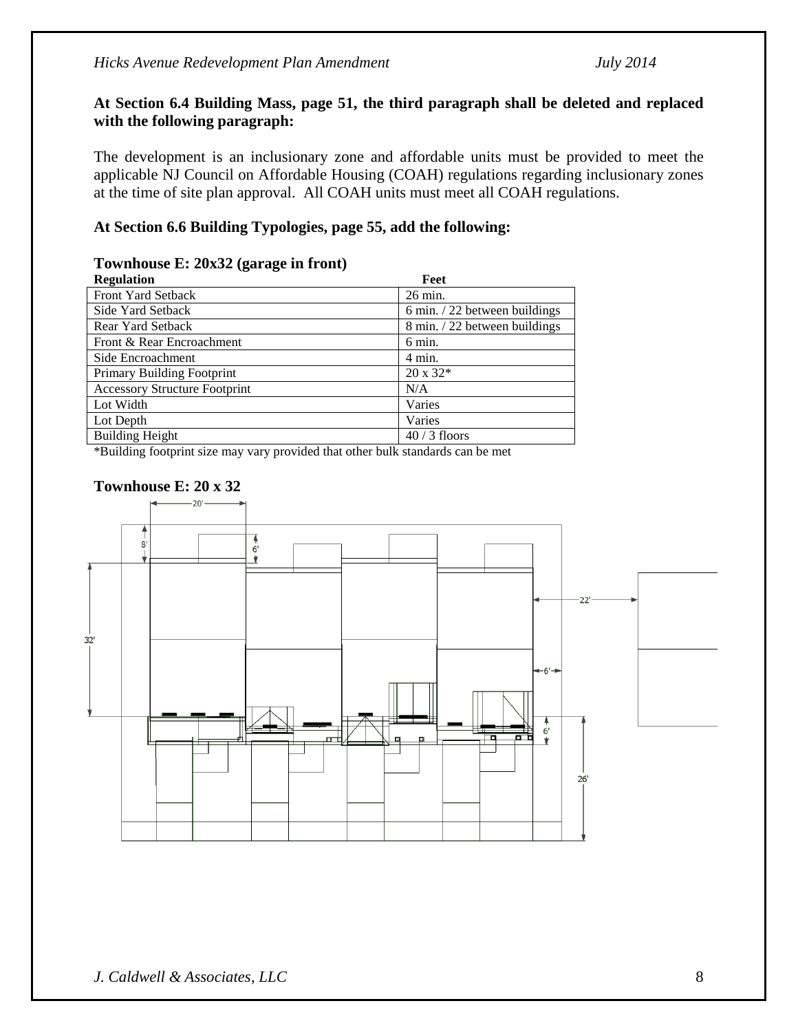**At Section 6.4 Building Mass, page 51, the third paragraph shall be deleted and replaced with the following paragraph:**

The development is an inclusionary zone and affordable units must be provided to meet the applicable NJ Council on Affordable Housing (COAH) regulations regarding inclusionary zones at the time of site plan approval. All COAH units must meet all COAH regulations.

**At Section 6.6 Building Typologies, page 55, add the following:**

**Townhouse E: 20x32 (garage in front)**

| Regulation | Feet |
|---|---|
| Front Yard Setback | 26 min. |
| Side Yard Setback | 6 min. / 22 between buildings |
| Rear Yard Setback | 8 min. / 22 between buildings |
| Front & Rear Encroachment | 6 min. |
| Side Encroachment | 4 min. |
| Primary Building Footprint | 20 x 32* |
| Accessory Structure Footprint | N/A |
| Lot Width | Varies |
| Lot Depth | Varies |
| Building Height | 40 / 3 floors |

*Building footprint size may vary provided that other bulk standards can be met

**Townhouse E: 20 x 32**

20' 8' 6' 32' 22' 6' 6' 26'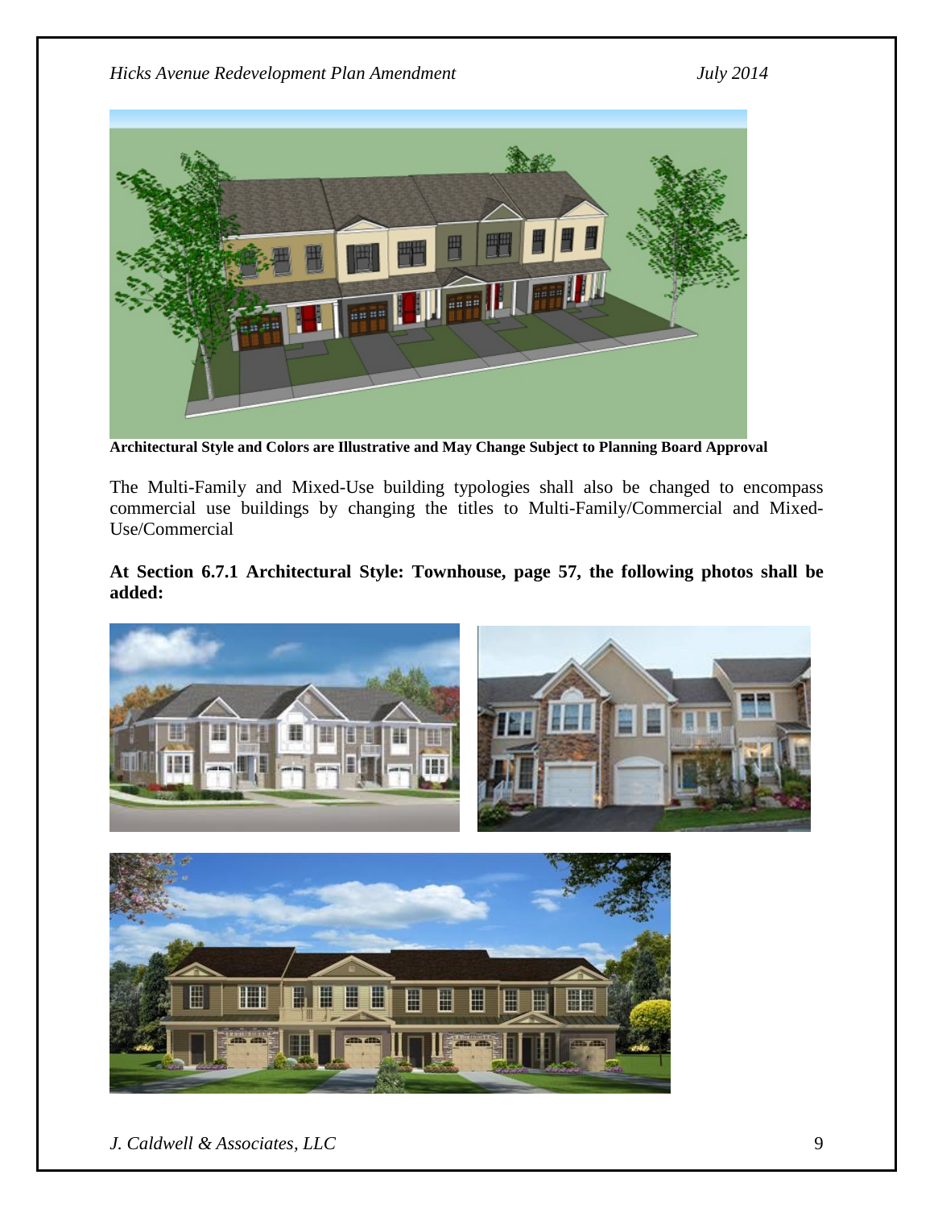**Architectural Style and Colors are Illustrative and May Change Subject to Planning Board Approval**

The Multi-Family and Mixed-Use building typologies shall also be changed to encompass commercial use buildings by changing the titles to Multi-Family/Commercial and Mixed-Use/Commercial

**At Section 6.7.1 Architectural Style: Townhouse, page 57, the following photos shall be added:**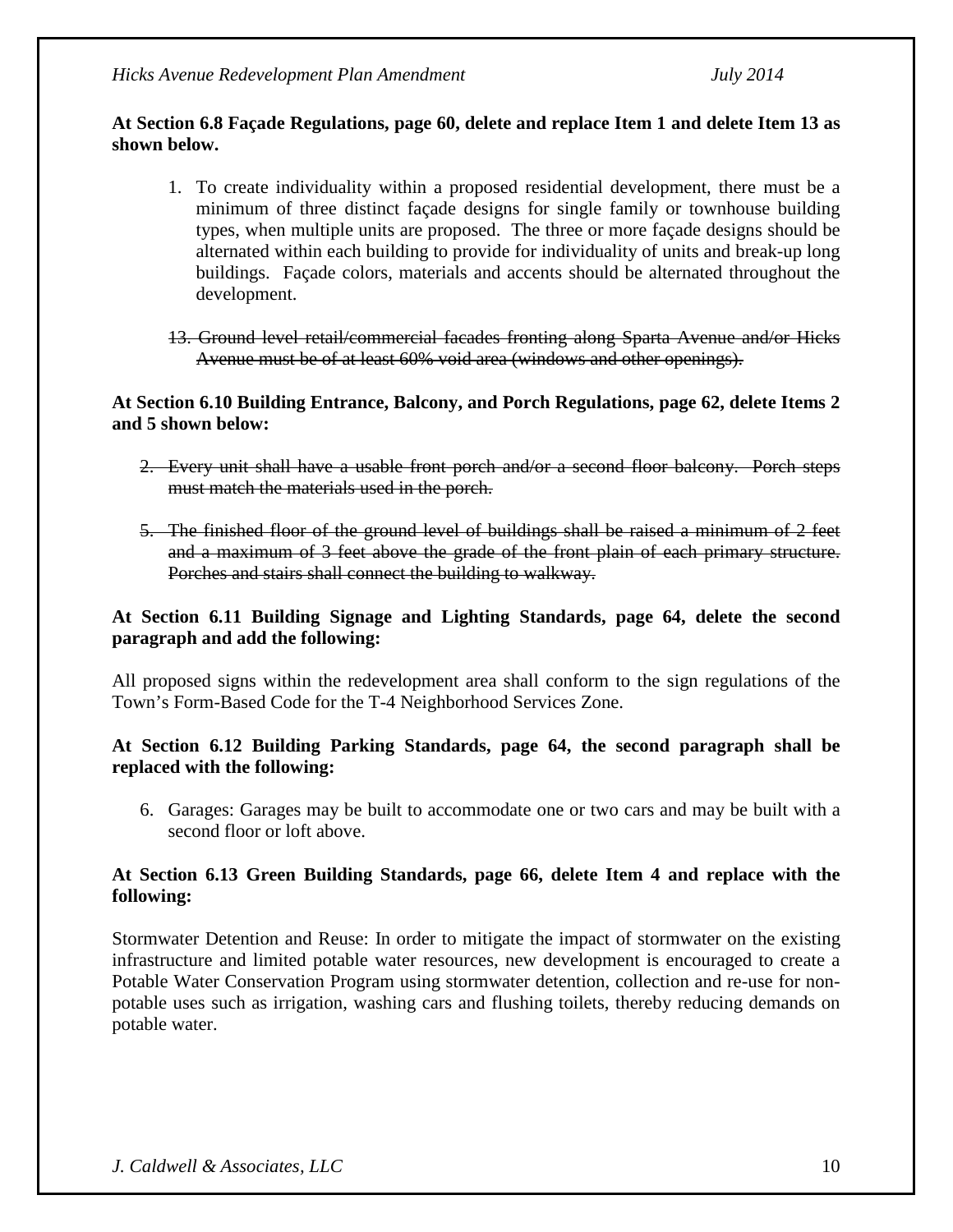**At Section 6.8 Façade Regulations, page 60, delete and replace Item 1 and delete Item 13 as shown below.**

1. To create individuality within a proposed residential development, there must be a minimum of three distinct façade designs for single family or townhouse building types, when multiple units are proposed. The three or more façade designs should be alternated within each building to provide for individuality of units and break-up long buildings. Façade colors, materials and accents should be alternated throughout the development.

~~13. Ground level retail/commercial facades fronting along Sparta Avenue and/or Hicks Avenue must be of at least 60% void area (windows and other openings).~~

**At Section 6.10 Building Entrance, Balcony, and Porch Regulations, page 62, delete Items 2 and 5 shown below:**

~~2. Every unit shall have a usable front porch and/or a second floor balcony. Porch steps must match the materials used in the porch.~~

~~5. The finished floor of the ground level of buildings shall be raised a minimum of 2 feet and a maximum of 3 feet above the grade of the front plain of each primary structure. Porches and stairs shall connect the building to walkway.~~

**At Section 6.11 Building Signage and Lighting Standards, page 64, delete the second paragraph and add the following:**

All proposed signs within the redevelopment area shall conform to the sign regulations of the Town's Form-Based Code for the T-4 Neighborhood Services Zone.

**At Section 6.12 Building Parking Standards, page 64, the second paragraph shall be replaced with the following:**

6. Garages: Garages may be built to accommodate one or two cars and may be built with a second floor or loft above.

**At Section 6.13 Green Building Standards, page 66, delete Item 4 and replace with the following:**

Stormwater Detention and Reuse: In order to mitigate the impact of stormwater on the existing infrastructure and limited potable water resources, new development is encouraged to create a Potable Water Conservation Program using stormwater detention, collection and re-use for non-potable uses such as irrigation, washing cars and flushing toilets, thereby reducing demands on potable water.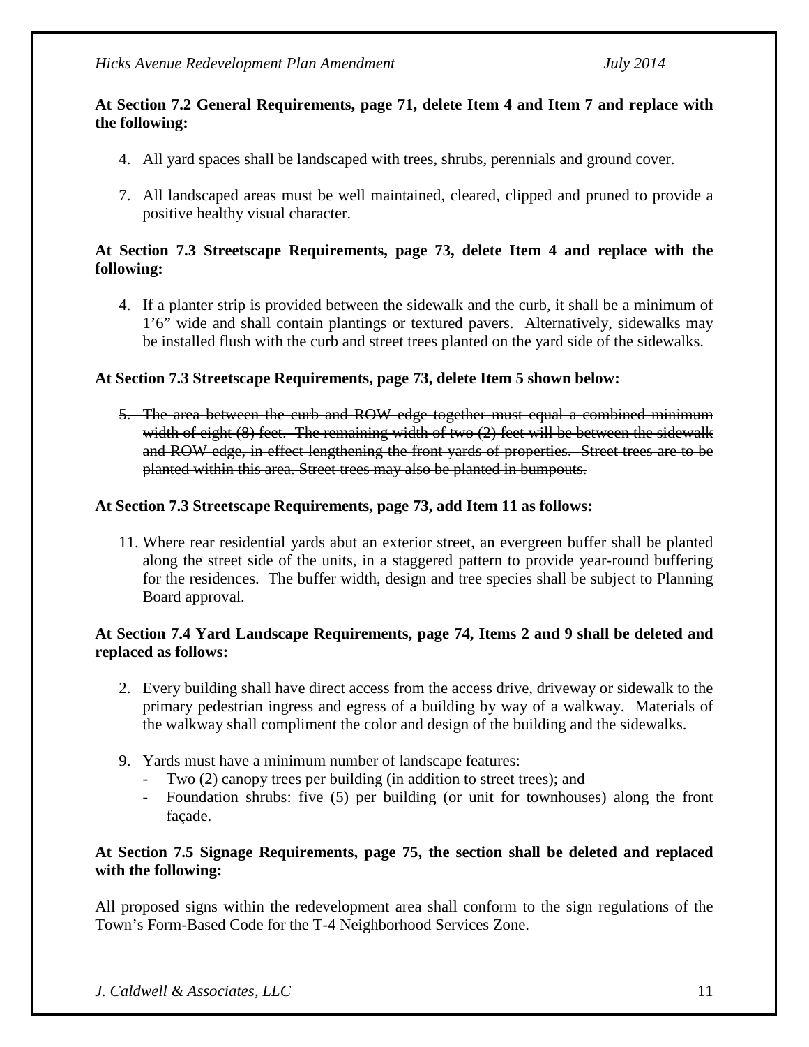**At Section 7.2 General Requirements, page 71, delete Item 4 and Item 7 and replace with the following:**

4. All yard spaces shall be landscaped with trees, shrubs, perennials and ground cover.

7. All landscaped areas must be well maintained, cleared, clipped and pruned to provide a positive healthy visual character.

**At Section 7.3 Streetscape Requirements, page 73, delete Item 4 and replace with the following:**

4. If a planter strip is provided between the sidewalk and the curb, it shall be a minimum of 1'6" wide and shall contain plantings or textured pavers. Alternatively, sidewalks may be installed flush with the curb and street trees planted on the yard side of the sidewalks.

**At Section 7.3 Streetscape Requirements, page 73, delete Item 5 shown below:**

5. ~~The area between the curb and ROW edge together must equal a combined minimum width of eight (8) feet. The remaining width of two (2) feet will be between the sidewalk and ROW edge, in effect lengthening the front yards of properties. Street trees are to be planted within this area. Street trees may also be planted in bumpouts.~~

**At Section 7.3 Streetscape Requirements, page 73, add Item 11 as follows:**

11. Where rear residential yards abut an exterior street, an evergreen buffer shall be planted along the street side of the units, in a staggered pattern to provide year-round buffering for the residences. The buffer width, design and tree species shall be subject to Planning Board approval.

**At Section 7.4 Yard Landscape Requirements, page 74, Items 2 and 9 shall be deleted and replaced as follows:**

2. Every building shall have direct access from the access drive, driveway or sidewalk to the primary pedestrian ingress and egress of a building by way of a walkway. Materials of the walkway shall compliment the color and design of the building and the sidewalks.

9. Yards must have a minimum number of landscape features:
   - Two (2) canopy trees per building (in addition to street trees); and
   - Foundation shrubs: five (5) per building (or unit for townhouses) along the front façade.

**At Section 7.5 Signage Requirements, page 75, the section shall be deleted and replaced with the following:**

All proposed signs within the redevelopment area shall conform to the sign regulations of the Town's Form-Based Code for the T-4 Neighborhood Services Zone.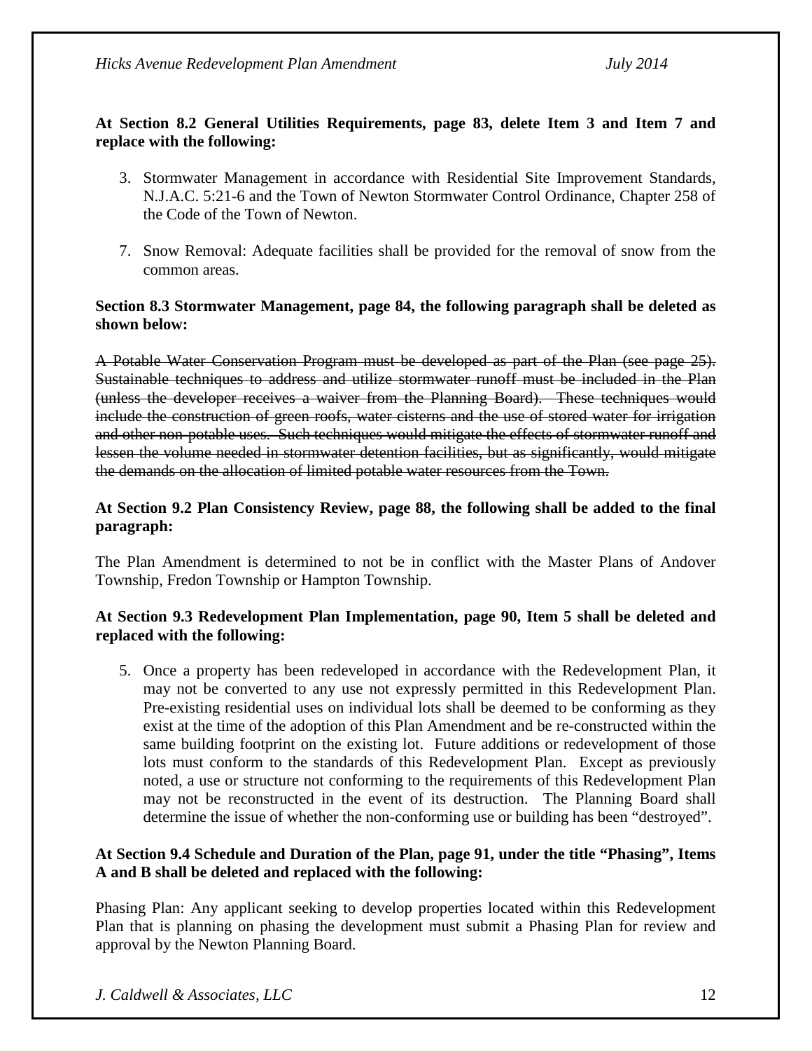**At Section 8.2 General Utilities Requirements, page 83, delete Item 3 and Item 7 and replace with the following:**

3. Stormwater Management in accordance with Residential Site Improvement Standards, N.J.A.C. 5:21-6 and the Town of Newton Stormwater Control Ordinance, Chapter 258 of the Code of the Town of Newton.

7. Snow Removal: Adequate facilities shall be provided for the removal of snow from the common areas.

**Section 8.3 Stormwater Management, page 84, the following paragraph shall be deleted as shown below:**

~~A Potable Water Conservation Program must be developed as part of the Plan (see page 25). Sustainable techniques to address and utilize stormwater runoff must be included in the Plan (unless the developer receives a waiver from the Planning Board). These techniques would include the construction of green roofs, water cisterns and the use of stored water for irrigation and other non-potable uses. Such techniques would mitigate the effects of stormwater runoff and lessen the volume needed in stormwater detention facilities, but as significantly, would mitigate the demands on the allocation of limited potable water resources from the Town.~~

**At Section 9.2 Plan Consistency Review, page 88, the following shall be added to the final paragraph:**

The Plan Amendment is determined to not be in conflict with the Master Plans of Andover Township, Fredon Township or Hampton Township.

**At Section 9.3 Redevelopment Plan Implementation, page 90, Item 5 shall be deleted and replaced with the following:**

5. Once a property has been redeveloped in accordance with the Redevelopment Plan, it may not be converted to any use not expressly permitted in this Redevelopment Plan. Pre-existing residential uses on individual lots shall be deemed to be conforming as they exist at the time of the adoption of this Plan Amendment and be re-constructed within the same building footprint on the existing lot. Future additions or redevelopment of those lots must conform to the standards of this Redevelopment Plan. Except as previously noted, a use or structure not conforming to the requirements of this Redevelopment Plan may not be reconstructed in the event of its destruction. The Planning Board shall determine the issue of whether the non-conforming use or building has been "destroyed".

**At Section 9.4 Schedule and Duration of the Plan, page 91, under the title "Phasing", Items A and B shall be deleted and replaced with the following:**

Phasing Plan: Any applicant seeking to develop properties located within this Redevelopment Plan that is planning on phasing the development must submit a Phasing Plan for review and approval by the Newton Planning Board.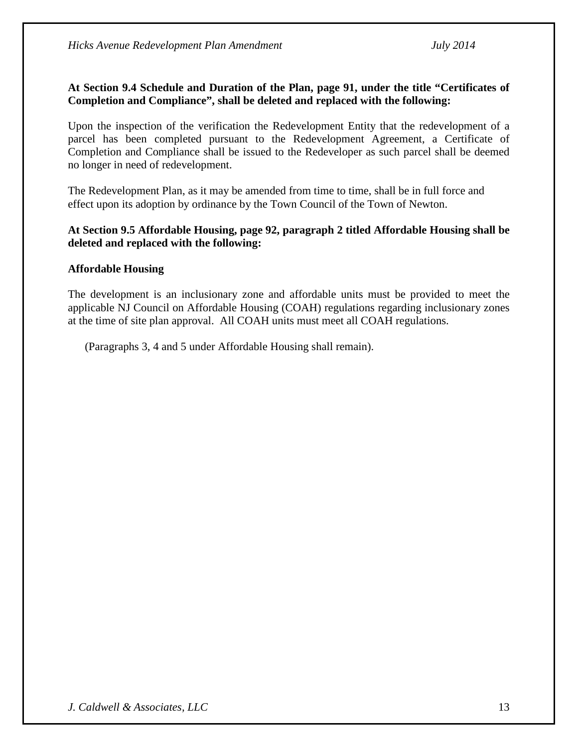**At Section 9.4 Schedule and Duration of the Plan, page 91, under the title "Certificates of Completion and Compliance", shall be deleted and replaced with the following:**

Upon the inspection of the verification the Redevelopment Entity that the redevelopment of a parcel has been completed pursuant to the Redevelopment Agreement, a Certificate of Completion and Compliance shall be issued to the Redeveloper as such parcel shall be deemed no longer in need of redevelopment.

The Redevelopment Plan, as it may be amended from time to time, shall be in full force and effect upon its adoption by ordinance by the Town Council of the Town of Newton.

**At Section 9.5 Affordable Housing, page 92, paragraph 2 titled Affordable Housing shall be deleted and replaced with the following:**

**Affordable Housing**

The development is an inclusionary zone and affordable units must be provided to meet the applicable NJ Council on Affordable Housing (COAH) regulations regarding inclusionary zones at the time of site plan approval. All COAH units must meet all COAH regulations.

(Paragraphs 3, 4 and 5 under Affordable Housing shall remain).